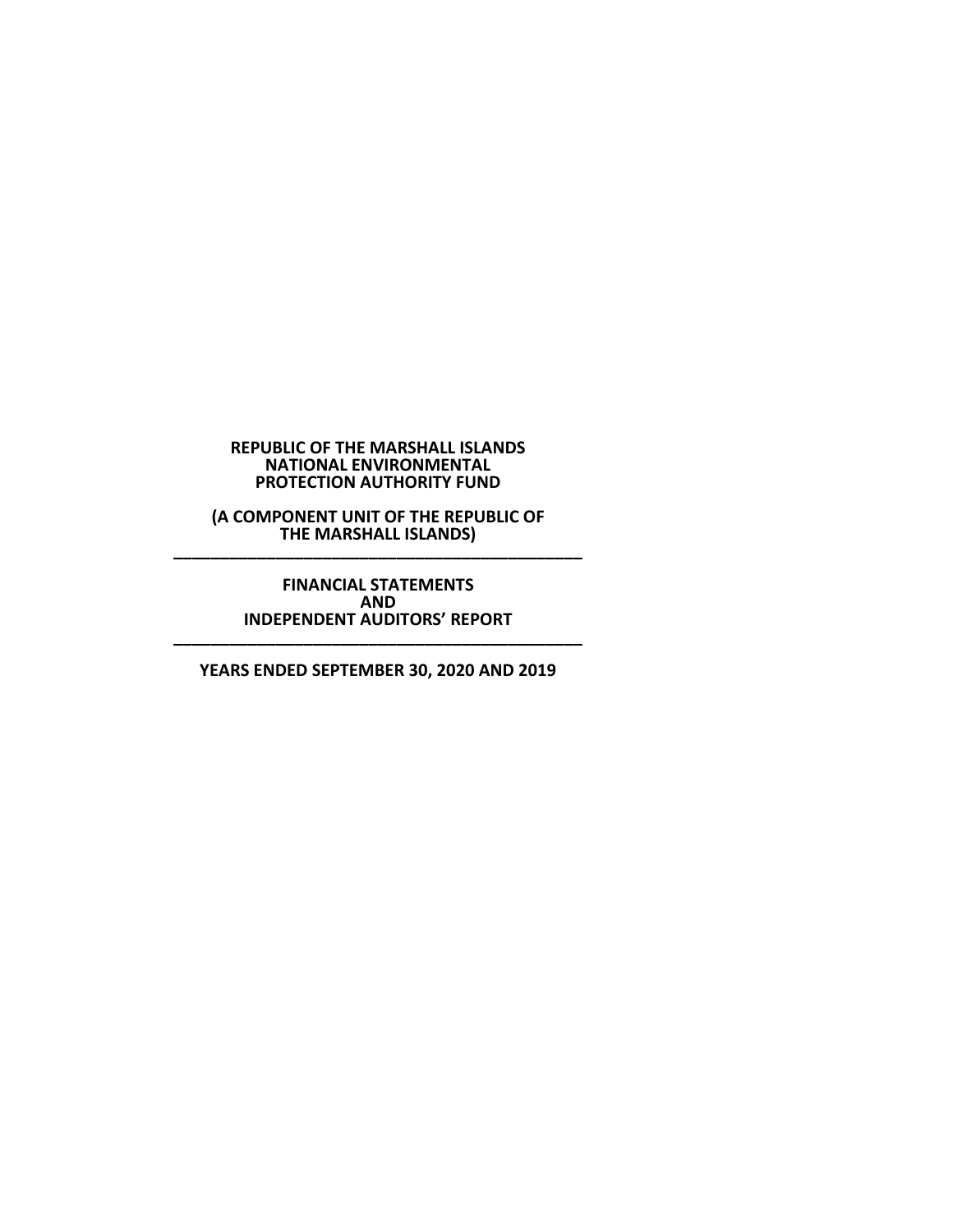**REPUBLIC OF THE MARSHALL ISLANDS**
**NATIONAL ENVIRONMENTAL**
**PROTECTION AUTHORITY FUND**

**(A COMPONENT UNIT OF THE REPUBLIC OF THE MARSHALL ISLANDS)**

---

**FINANCIAL STATEMENTS**
**AND**
**INDEPENDENT AUDITORS' REPORT**

---

**YEARS ENDED SEPTEMBER 30, 2020 AND 2019**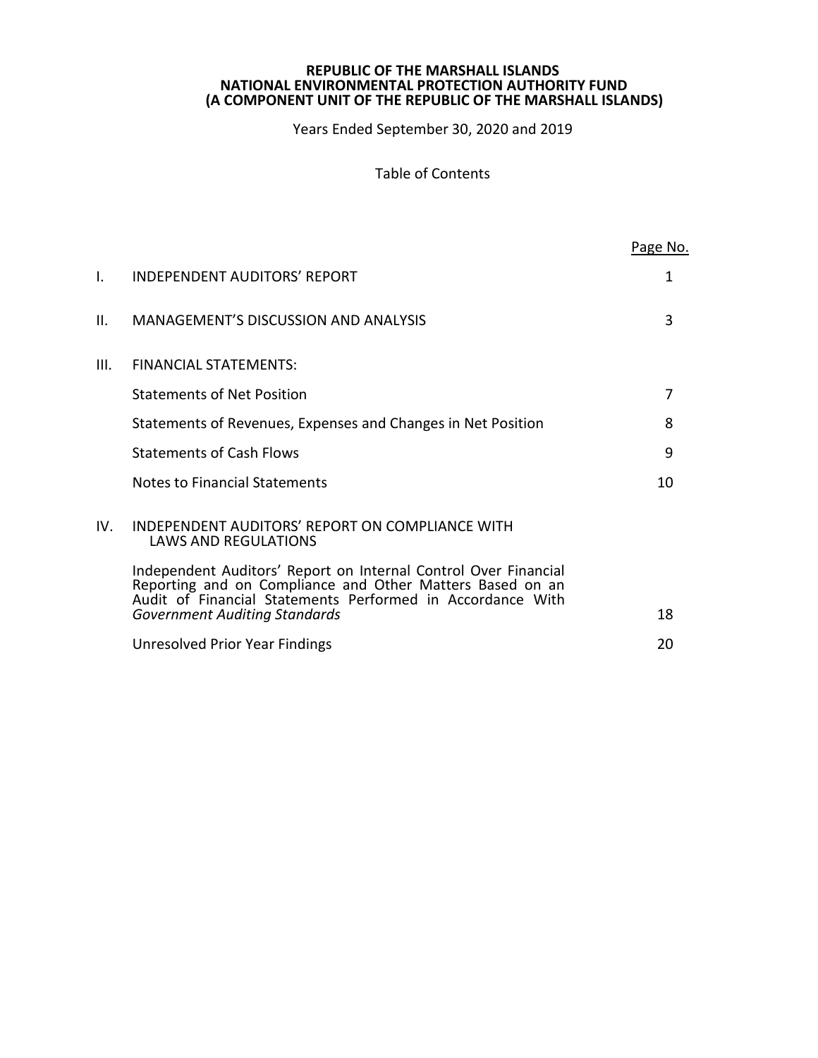**REPUBLIC OF THE MARSHALL ISLANDS**
**NATIONAL ENVIRONMENTAL PROTECTION AUTHORITY FUND**
**(A COMPONENT UNIT OF THE REPUBLIC OF THE MARSHALL ISLANDS)**

Years Ended September 30, 2020 and 2019

Table of Contents

| | | Page No. |
|---|---|---|
| I. | INDEPENDENT AUDITORS' REPORT | 1 |
| II. | MANAGEMENT'S DISCUSSION AND ANALYSIS | 3 |
| III. | FINANCIAL STATEMENTS: | |
| | Statements of Net Position | 7 |
| | Statements of Revenues, Expenses and Changes in Net Position | 8 |
| | Statements of Cash Flows | 9 |
| | Notes to Financial Statements | 10 |
| IV. | INDEPENDENT AUDITORS' REPORT ON COMPLIANCE WITH LAWS AND REGULATIONS | |
| | Independent Auditors' Report on Internal Control Over Financial Reporting and on Compliance and Other Matters Based on an Audit of Financial Statements Performed in Accordance With *Government Auditing Standards* | 18 |
| | Unresolved Prior Year Findings | 20 |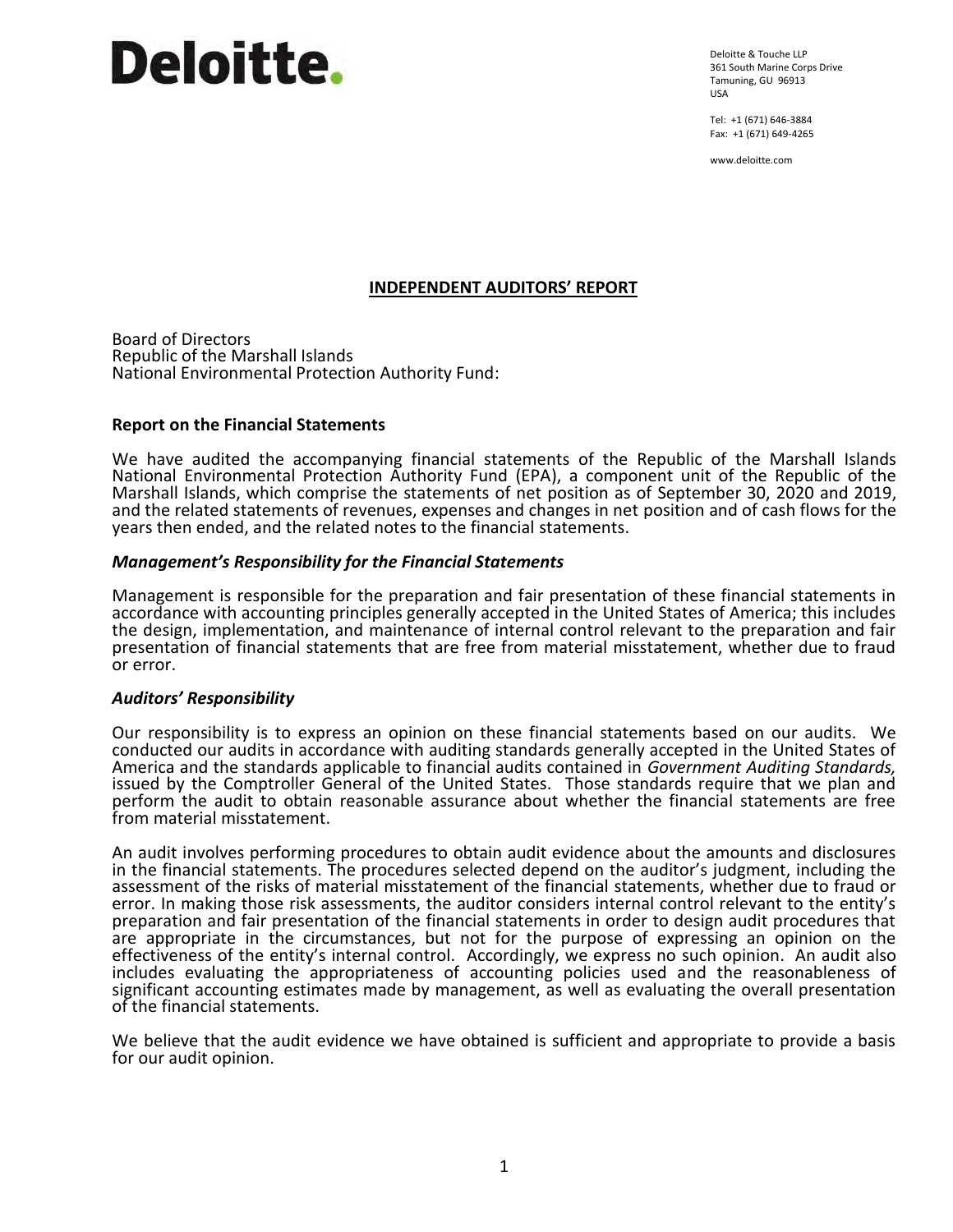Deloitte.

Deloitte & Touche LLP
361 South Marine Corps Drive
Tamuning, GU 96913
USA

Tel: +1 (671) 646-3884
Fax: +1 (671) 649-4265

www.deloitte.com

## INDEPENDENT AUDITORS' REPORT

Board of Directors
Republic of the Marshall Islands
National Environmental Protection Authority Fund:

### Report on the Financial Statements

We have audited the accompanying financial statements of the Republic of the Marshall Islands National Environmental Protection Authority Fund (EPA), a component unit of the Republic of the Marshall Islands, which comprise the statements of net position as of September 30, 2020 and 2019, and the related statements of revenues, expenses and changes in net position and of cash flows for the years then ended, and the related notes to the financial statements.

### *Management's Responsibility for the Financial Statements*

Management is responsible for the preparation and fair presentation of these financial statements in accordance with accounting principles generally accepted in the United States of America; this includes the design, implementation, and maintenance of internal control relevant to the preparation and fair presentation of financial statements that are free from material misstatement, whether due to fraud or error.

### *Auditors' Responsibility*

Our responsibility is to express an opinion on these financial statements based on our audits. We conducted our audits in accordance with auditing standards generally accepted in the United States of America and the standards applicable to financial audits contained in *Government Auditing Standards,* issued by the Comptroller General of the United States. Those standards require that we plan and perform the audit to obtain reasonable assurance about whether the financial statements are free from material misstatement.

An audit involves performing procedures to obtain audit evidence about the amounts and disclosures in the financial statements. The procedures selected depend on the auditor's judgment, including the assessment of the risks of material misstatement of the financial statements, whether due to fraud or error. In making those risk assessments, the auditor considers internal control relevant to the entity's preparation and fair presentation of the financial statements in order to design audit procedures that are appropriate in the circumstances, but not for the purpose of expressing an opinion on the effectiveness of the entity's internal control. Accordingly, we express no such opinion. An audit also includes evaluating the appropriateness of accounting policies used and the reasonableness of significant accounting estimates made by management, as well as evaluating the overall presentation of the financial statements.

We believe that the audit evidence we have obtained is sufficient and appropriate to provide a basis for our audit opinion.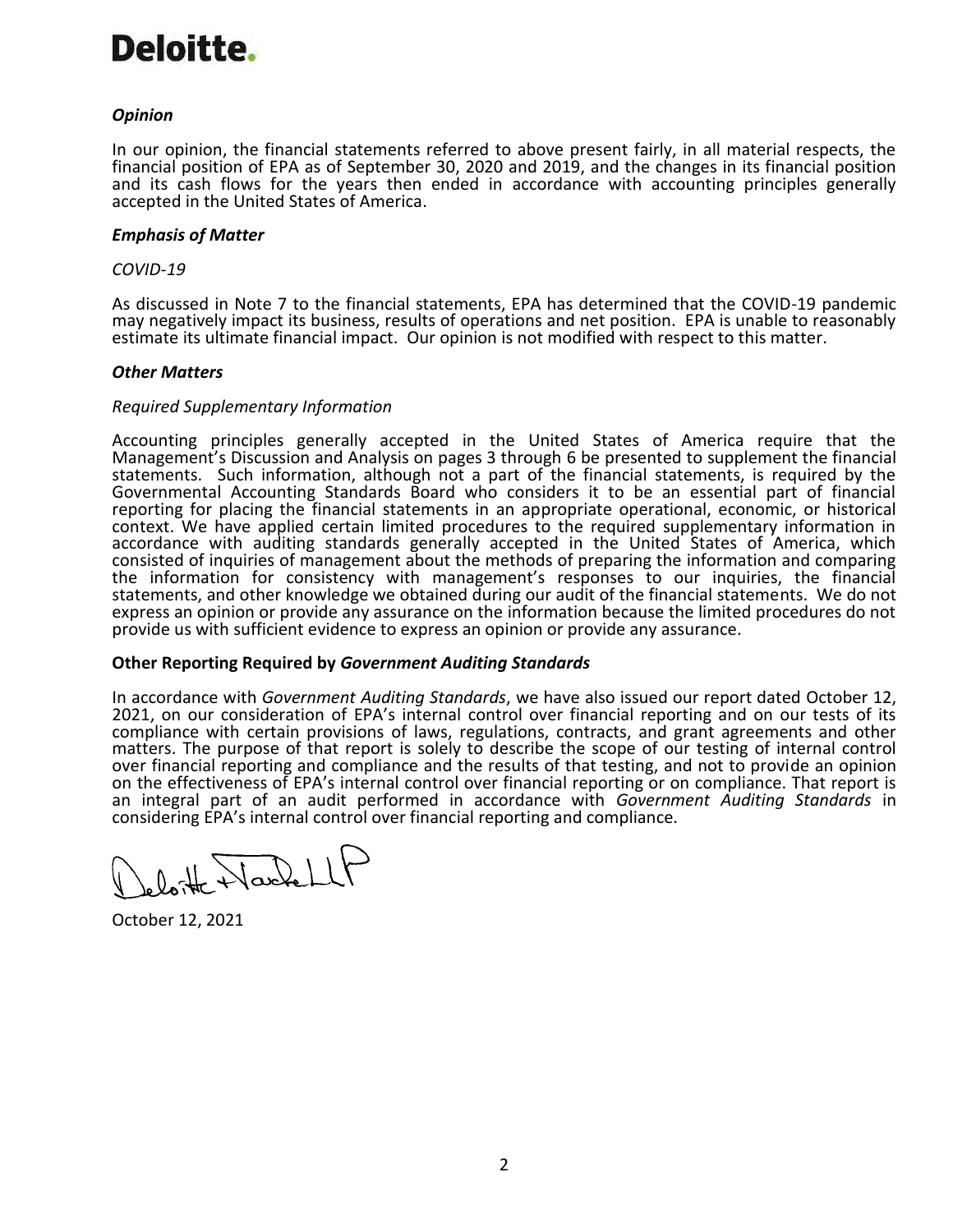# Deloitte.

***Opinion***

In our opinion, the financial statements referred to above present fairly, in all material respects, the financial position of EPA as of September 30, 2020 and 2019, and the changes in its financial position and its cash flows for the years then ended in accordance with accounting principles generally accepted in the United States of America.

***Emphasis of Matter***

*COVID-19*

As discussed in Note 7 to the financial statements, EPA has determined that the COVID-19 pandemic may negatively impact its business, results of operations and net position. EPA is unable to reasonably estimate its ultimate financial impact. Our opinion is not modified with respect to this matter.

***Other Matters***

*Required Supplementary Information*

Accounting principles generally accepted in the United States of America require that the Management's Discussion and Analysis on pages 3 through 6 be presented to supplement the financial statements. Such information, although not a part of the financial statements, is required by the Governmental Accounting Standards Board who considers it to be an essential part of financial reporting for placing the financial statements in an appropriate operational, economic, or historical context. We have applied certain limited procedures to the required supplementary information in accordance with auditing standards generally accepted in the United States of America, which consisted of inquiries of management about the methods of preparing the information and comparing the information for consistency with management's responses to our inquiries, the financial statements, and other knowledge we obtained during our audit of the financial statements. We do not express an opinion or provide any assurance on the information because the limited procedures do not provide us with sufficient evidence to express an opinion or provide any assurance.

**Other Reporting Required by *Government Auditing Standards***

In accordance with *Government Auditing Standards*, we have also issued our report dated October 12, 2021, on our consideration of EPA's internal control over financial reporting and on our tests of its compliance with certain provisions of laws, regulations, contracts, and grant agreements and other matters. The purpose of that report is solely to describe the scope of our testing of internal control over financial reporting and compliance and the results of that testing, and not to provide an opinion on the effectiveness of EPA's internal control over financial reporting or on compliance. That report is an integral part of an audit performed in accordance with *Government Auditing Standards* in considering EPA's internal control over financial reporting and compliance.

Deloitte & Touche LLP

October 12, 2021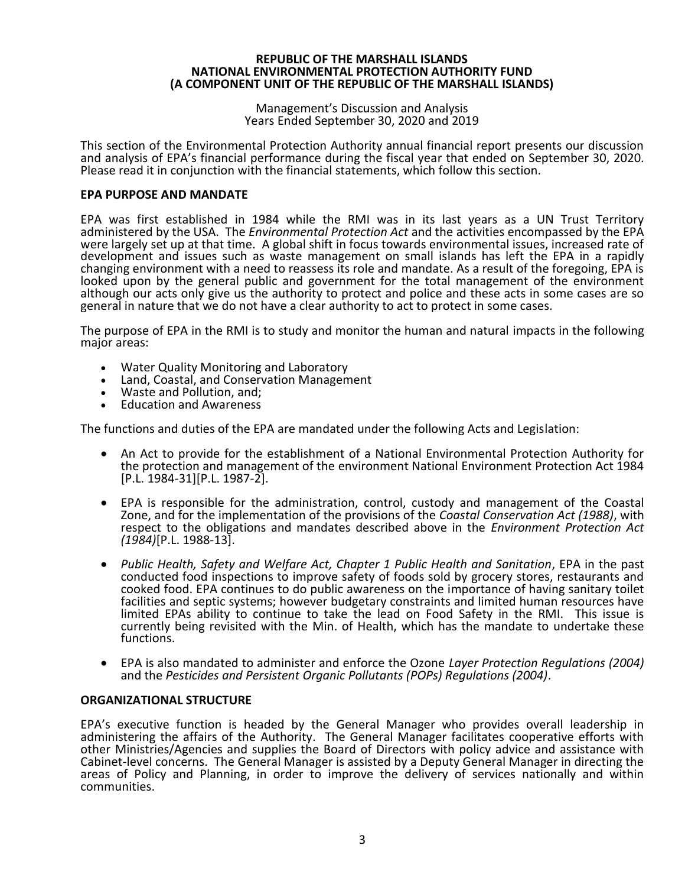**REPUBLIC OF THE MARSHALL ISLANDS**
**NATIONAL ENVIRONMENTAL PROTECTION AUTHORITY FUND**
**(A COMPONENT UNIT OF THE REPUBLIC OF THE MARSHALL ISLANDS)**

Management's Discussion and Analysis
Years Ended September 30, 2020 and 2019

This section of the Environmental Protection Authority annual financial report presents our discussion and analysis of EPA's financial performance during the fiscal year that ended on September 30, 2020. Please read it in conjunction with the financial statements, which follow this section.

## EPA PURPOSE AND MANDATE

EPA was first established in 1984 while the RMI was in its last years as a UN Trust Territory administered by the USA. The *Environmental Protection Act* and the activities encompassed by the EPA were largely set up at that time. A global shift in focus towards environmental issues, increased rate of development and issues such as waste management on small islands has left the EPA in a rapidly changing environment with a need to reassess its role and mandate. As a result of the foregoing, EPA is looked upon by the general public and government for the total management of the environment although our acts only give us the authority to protect and police and these acts in some cases are so general in nature that we do not have a clear authority to act to protect in some cases.

The purpose of EPA in the RMI is to study and monitor the human and natural impacts in the following major areas:

- Water Quality Monitoring and Laboratory
- Land, Coastal, and Conservation Management
- Waste and Pollution, and;
- Education and Awareness

The functions and duties of the EPA are mandated under the following Acts and Legislation:

- An Act to provide for the establishment of a National Environmental Protection Authority for the protection and management of the environment National Environment Protection Act 1984 [P.L. 1984-31][P.L. 1987-2].
- EPA is responsible for the administration, control, custody and management of the Coastal Zone, and for the implementation of the provisions of the *Coastal Conservation Act (1988)*, with respect to the obligations and mandates described above in the *Environment Protection Act (1984)*[P.L. 1988-13].
- *Public Health, Safety and Welfare Act, Chapter 1 Public Health and Sanitation*, EPA in the past conducted food inspections to improve safety of foods sold by grocery stores, restaurants and cooked food. EPA continues to do public awareness on the importance of having sanitary toilet facilities and septic systems; however budgetary constraints and limited human resources have limited EPAs ability to continue to take the lead on Food Safety in the RMI. This issue is currently being revisited with the Min. of Health, which has the mandate to undertake these functions.
- EPA is also mandated to administer and enforce the Ozone *Layer Protection Regulations (2004)* and the *Pesticides and Persistent Organic Pollutants (POPs) Regulations (2004)*.

## ORGANIZATIONAL STRUCTURE

EPA's executive function is headed by the General Manager who provides overall leadership in administering the affairs of the Authority. The General Manager facilitates cooperative efforts with other Ministries/Agencies and supplies the Board of Directors with policy advice and assistance with Cabinet-level concerns. The General Manager is assisted by a Deputy General Manager in directing the areas of Policy and Planning, in order to improve the delivery of services nationally and within communities.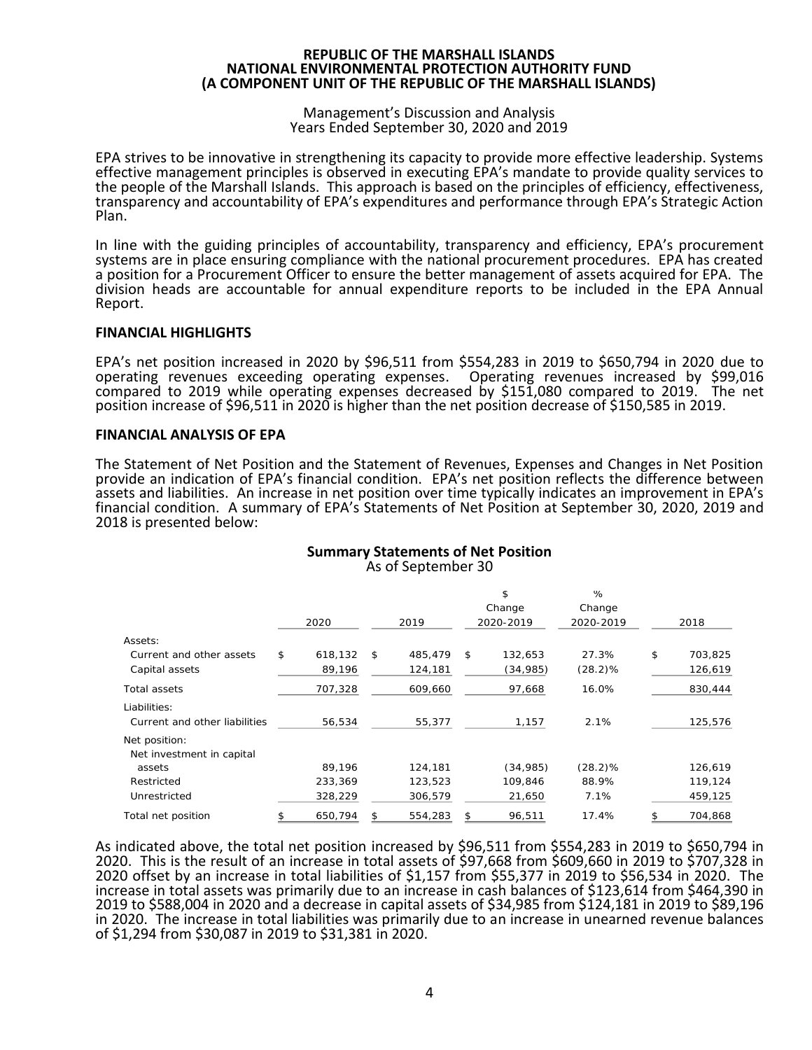EPA strives to be innovative in strengthening its capacity to provide more effective leadership. Systems effective management principles is observed in executing EPA's mandate to provide quality services to the people of the Marshall Islands. This approach is based on the principles of efficiency, effectiveness, transparency and accountability of EPA's expenditures and performance through EPA's Strategic Action Plan.

In line with the guiding principles of accountability, transparency and efficiency, EPA's procurement systems are in place ensuring compliance with the national procurement procedures. EPA has created a position for a Procurement Officer to ensure the better management of assets acquired for EPA. The division heads are accountable for annual expenditure reports to be included in the EPA Annual Report.

## FINANCIAL HIGHLIGHTS

EPA's net position increased in 2020 by $96,511 from $554,283 in 2019 to $650,794 in 2020 due to operating revenues exceeding operating expenses. Operating revenues increased by $99,016 compared to 2019 while operating expenses decreased by $151,080 compared to 2019. The net position increase of $96,511 in 2020 is higher than the net position decrease of $150,585 in 2019.

## FINANCIAL ANALYSIS OF EPA

The Statement of Net Position and the Statement of Revenues, Expenses and Changes in Net Position provide an indication of EPA's financial condition. EPA's net position reflects the difference between assets and liabilities. An increase in net position over time typically indicates an improvement in EPA's financial condition. A summary of EPA's Statements of Net Position at September 30, 2020, 2019 and 2018 is presented below:

**Summary Statements of Net Position**
As of September 30

| | 2020 | 2019 | $ Change 2020-2019 | % Change 2020-2019 | 2018 |
|---|---|---|---|---|---|
| Assets: | | | | | |
| Current and other assets | $ 618,132 | $ 485,479 | $ 132,653 | 27.3% | $ 703,825 |
| Capital assets | 89,196 | 124,181 | (34,985) | (28.2)% | 126,619 |
| Total assets | 707,328 | 609,660 | 97,668 | 16.0% | 830,444 |
| Liabilities: | | | | | |
| Current and other liabilities | 56,534 | 55,377 | 1,157 | 2.1% | 125,576 |
| Net position: | | | | | |
| Net investment in capital assets | 89,196 | 124,181 | (34,985) | (28.2)% | 126,619 |
| Restricted | 233,369 | 123,523 | 109,846 | 88.9% | 119,124 |
| Unrestricted | 328,229 | 306,579 | 21,650 | 7.1% | 459,125 |
| Total net position | $ 650,794 | $ 554,283 | $ 96,511 | 17.4% | $ 704,868 |

As indicated above, the total net position increased by $96,511 from $554,283 in 2019 to $650,794 in 2020. This is the result of an increase in total assets of $97,668 from $609,660 in 2019 to $707,328 in 2020 offset by an increase in total liabilities of $1,157 from $55,377 in 2019 to $56,534 in 2020. The increase in total assets was primarily due to an increase in cash balances of $123,614 from $464,390 in 2019 to $588,004 in 2020 and a decrease in capital assets of $34,985 from $124,181 in 2019 to $89,196 in 2020. The increase in total liabilities was primarily due to an increase in unearned revenue balances of $1,294 from $30,087 in 2019 to $31,381 in 2020.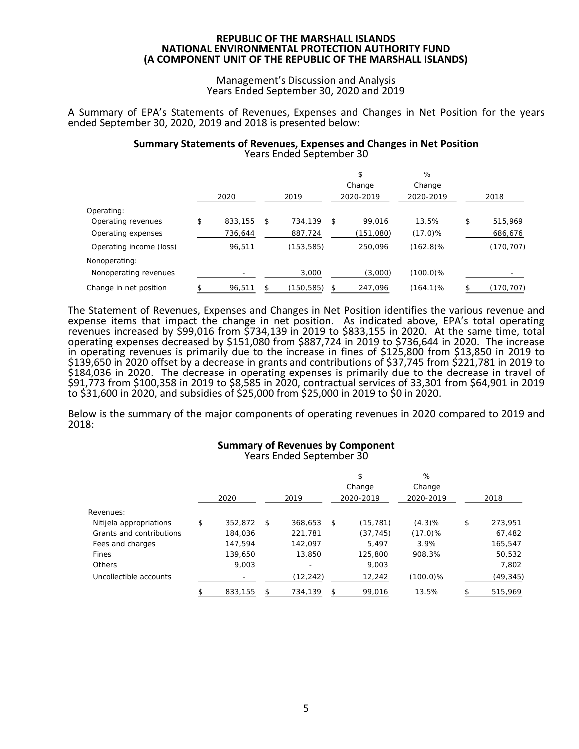**REPUBLIC OF THE MARSHALL ISLANDS**
**NATIONAL ENVIRONMENTAL PROTECTION AUTHORITY FUND**
**(A COMPONENT UNIT OF THE REPUBLIC OF THE MARSHALL ISLANDS)**

Management's Discussion and Analysis
Years Ended September 30, 2020 and 2019

A Summary of EPA's Statements of Revenues, Expenses and Changes in Net Position for the years ended September 30, 2020, 2019 and 2018 is presented below:

**Summary Statements of Revenues, Expenses and Changes in Net Position**
Years Ended September 30

| | 2020 | 2019 | $ Change 2020-2019 | % Change 2020-2019 | 2018 |
|---|---|---|---|---|---|
| Operating: | | | | | |
| Operating revenues | $ 833,155 | $ 734,139 | $ 99,016 | 13.5% | $ 515,969 |
| Operating expenses | 736,644 | 887,724 | (151,080) | (17.0)% | 686,676 |
| Operating income (loss) | 96,511 | (153,585) | 250,096 | (162.8)% | (170,707) |
| Nonoperating: | | | | | |
| Nonoperating revenues | - | 3,000 | (3,000) | (100.0)% | - |
| Change in net position | $ 96,511 | $ (150,585) | $ 247,096 | (164.1)% | $ (170,707) |

The Statement of Revenues, Expenses and Changes in Net Position identifies the various revenue and expense items that impact the change in net position. As indicated above, EPA's total operating revenues increased by $99,016 from $734,139 in 2019 to $833,155 in 2020. At the same time, total operating expenses decreased by $151,080 from $887,724 in 2019 to $736,644 in 2020. The increase in operating revenues is primarily due to the increase in fines of $125,800 from $13,850 in 2019 to $139,650 in 2020 offset by a decrease in grants and contributions of $37,745 from $221,781 in 2019 to $184,036 in 2020. The decrease in operating expenses is primarily due to the decrease in travel of $91,773 from $100,358 in 2019 to $8,585 in 2020, contractual services of 33,301 from $64,901 in 2019 to $31,600 in 2020, and subsidies of $25,000 from $25,000 in 2019 to $0 in 2020.

Below is the summary of the major components of operating revenues in 2020 compared to 2019 and 2018:

**Summary of Revenues by Component**
Years Ended September 30

| | 2020 | 2019 | $ Change 2020-2019 | % Change 2020-2019 | 2018 |
|---|---|---|---|---|---|
| Revenues: | | | | | |
| Nitijela appropriations | $ 352,872 | $ 368,653 | $ (15,781) | (4.3)% | $ 273,951 |
| Grants and contributions | 184,036 | 221,781 | (37,745) | (17.0)% | 67,482 |
| Fees and charges | 147,594 | 142,097 | 5,497 | 3.9% | 165,547 |
| Fines | 139,650 | 13,850 | 125,800 | 908.3% | 50,532 |
| Others | 9,003 | - | 9,003 | | 7,802 |
| Uncollectible accounts | - | (12,242) | 12,242 | (100.0)% | (49,345) |
| | $ 833,155 | $ 734,139 | $ 99,016 | 13.5% | $ 515,969 |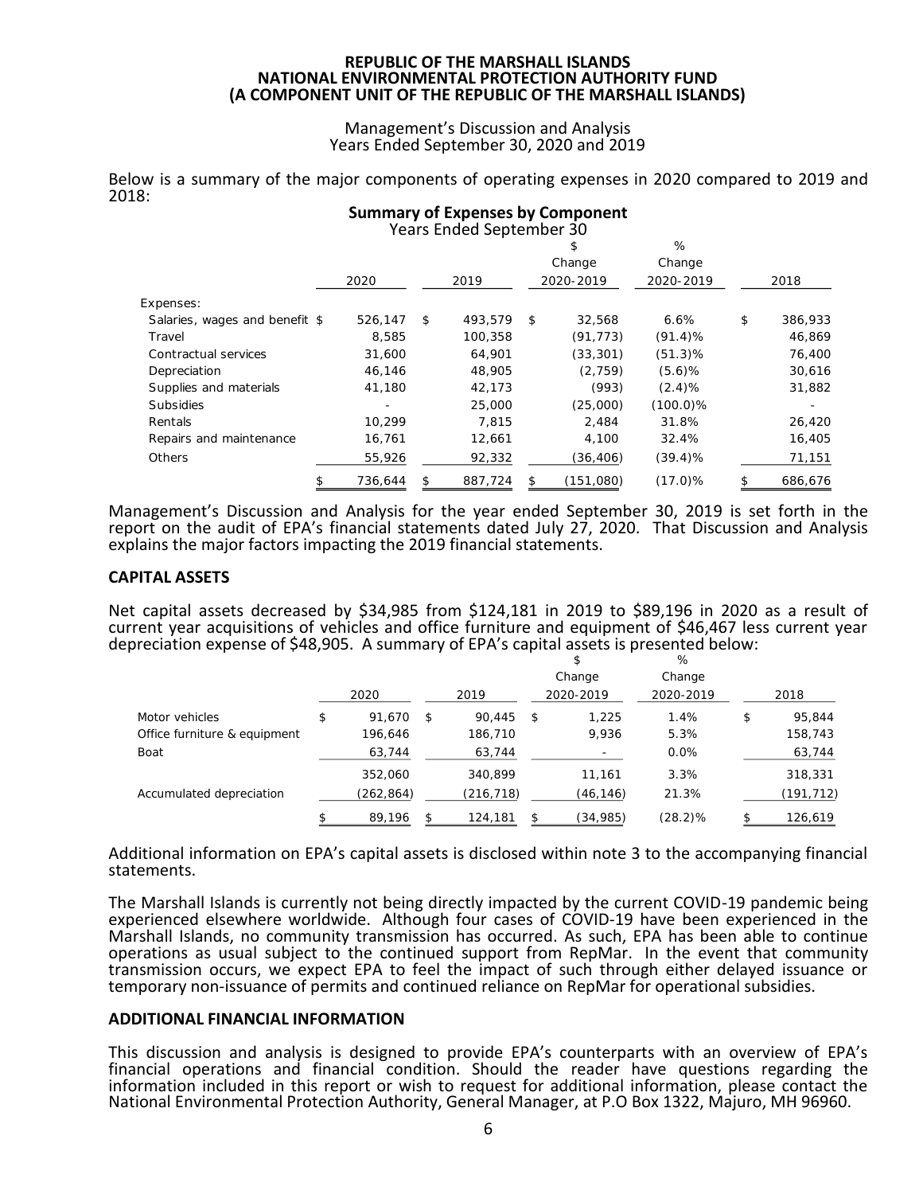REPUBLIC OF THE MARSHALL ISLANDS
NATIONAL ENVIRONMENTAL PROTECTION AUTHORITY FUND
(A COMPONENT UNIT OF THE REPUBLIC OF THE MARSHALL ISLANDS)

Management's Discussion and Analysis
Years Ended September 30, 2020 and 2019

Below is a summary of the major components of operating expenses in 2020 compared to 2019 and 2018:

**Summary of Expenses by Component**
Years Ended September 30

| | 2020 | 2019 | $ Change 2020-2019 | % Change 2020-2019 | 2018 |
|---|---|---|---|---|---|
| Expenses: | | | | | |
| Salaries, wages and benefit | $ 526,147 | $ 493,579 | $ 32,568 | 6.6% | $ 386,933 |
| Travel | 8,585 | 100,358 | (91,773) | (91.4)% | 46,869 |
| Contractual services | 31,600 | 64,901 | (33,301) | (51.3)% | 76,400 |
| Depreciation | 46,146 | 48,905 | (2,759) | (5.6)% | 30,616 |
| Supplies and materials | 41,180 | 42,173 | (993) | (2.4)% | 31,882 |
| Subsidies | - | 25,000 | (25,000) | (100.0)% | - |
| Rentals | 10,299 | 7,815 | 2,484 | 31.8% | 26,420 |
| Repairs and maintenance | 16,761 | 12,661 | 4,100 | 32.4% | 16,405 |
| Others | 55,926 | 92,332 | (36,406) | (39.4)% | 71,151 |
| | $ 736,644 | $ 887,724 | $ (151,080) | (17.0)% | $ 686,676 |

Management's Discussion and Analysis for the year ended September 30, 2019 is set forth in the report on the audit of EPA's financial statements dated July 27, 2020. That Discussion and Analysis explains the major factors impacting the 2019 financial statements.

## CAPITAL ASSETS

Net capital assets decreased by $34,985 from $124,181 in 2019 to $89,196 in 2020 as a result of current year acquisitions of vehicles and office furniture and equipment of $46,467 less current year depreciation expense of $48,905. A summary of EPA's capital assets is presented below:

| | 2020 | 2019 | $ Change 2020-2019 | % Change 2020-2019 | 2018 |
|---|---|---|---|---|---|
| Motor vehicles | $ 91,670 | $ 90,445 | $ 1,225 | 1.4% | $ 95,844 |
| Office furniture & equipment | 196,646 | 186,710 | 9,936 | 5.3% | 158,743 |
| Boat | 63,744 | 63,744 | - | 0.0% | 63,744 |
| | 352,060 | 340,899 | 11,161 | 3.3% | 318,331 |
| Accumulated depreciation | (262,864) | (216,718) | (46,146) | 21.3% | (191,712) |
| | $ 89,196 | $ 124,181 | $ (34,985) | (28.2)% | $ 126,619 |

Additional information on EPA's capital assets is disclosed within note 3 to the accompanying financial statements.

The Marshall Islands is currently not being directly impacted by the current COVID-19 pandemic being experienced elsewhere worldwide. Although four cases of COVID-19 have been experienced in the Marshall Islands, no community transmission has occurred. As such, EPA has been able to continue operations as usual subject to the continued support from RepMar. In the event that community transmission occurs, we expect EPA to feel the impact of such through either delayed issuance or temporary non-issuance of permits and continued reliance on RepMar for operational subsidies.

## ADDITIONAL FINANCIAL INFORMATION

This discussion and analysis is designed to provide EPA's counterparts with an overview of EPA's financial operations and financial condition. Should the reader have questions regarding the information included in this report or wish to request for additional information, please contact the National Environmental Protection Authority, General Manager, at P.O Box 1322, Majuro, MH 96960.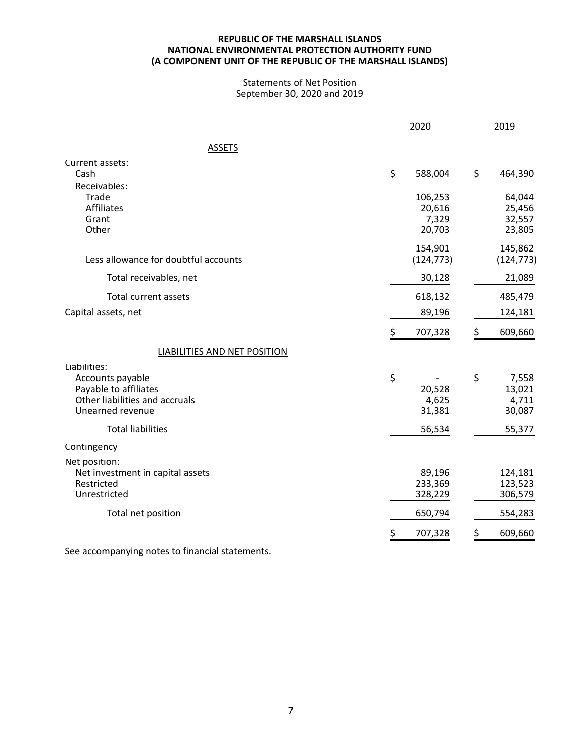# REPUBLIC OF THE MARSHALL ISLANDS
# NATIONAL ENVIRONMENTAL PROTECTION AUTHORITY FUND
# (A COMPONENT UNIT OF THE REPUBLIC OF THE MARSHALL ISLANDS)

Statements of Net Position
September 30, 2020 and 2019

| | 2020 | 2019 |
|---|---|---|
| **ASSETS** | | |
| Current assets: | | |
| Cash | $ 588,004 | $ 464,390 |
| Receivables: | | |
| Trade | 106,253 | 64,044 |
| Affiliates | 20,616 | 25,456 |
| Grant | 7,329 | 32,557 |
| Other | 20,703 | 23,805 |
| | 154,901 | 145,862 |
| Less allowance for doubtful accounts | (124,773) | (124,773) |
| Total receivables, net | 30,128 | 21,089 |
| Total current assets | 618,132 | 485,479 |
| Capital assets, net | 89,196 | 124,181 |
| | $ 707,328 | $ 609,660 |
| **LIABILITIES AND NET POSITION** | | |
| Liabilities: | | |
| Accounts payable | $ - | $ 7,558 |
| Payable to affiliates | 20,528 | 13,021 |
| Other liabilities and accruals | 4,625 | 4,711 |
| Unearned revenue | 31,381 | 30,087 |
| Total liabilities | 56,534 | 55,377 |
| Contingency | | |
| Net position: | | |
| Net investment in capital assets | 89,196 | 124,181 |
| Restricted | 233,369 | 123,523 |
| Unrestricted | 328,229 | 306,579 |
| Total net position | 650,794 | 554,283 |
| | $ 707,328 | $ 609,660 |

See accompanying notes to financial statements.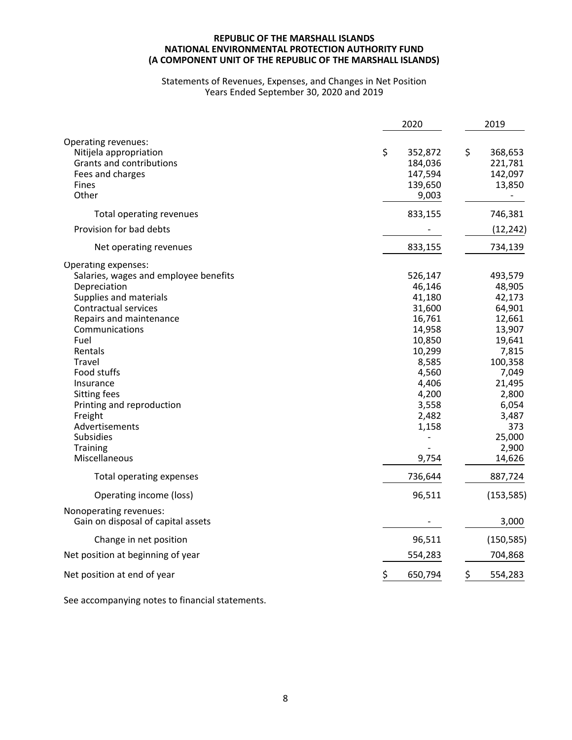**REPUBLIC OF THE MARSHALL ISLANDS**
**NATIONAL ENVIRONMENTAL PROTECTION AUTHORITY FUND**
**(A COMPONENT UNIT OF THE REPUBLIC OF THE MARSHALL ISLANDS)**

Statements of Revenues, Expenses, and Changes in Net Position
Years Ended September 30, 2020 and 2019

| | 2020 | 2019 |
|---|---|---|
| Operating revenues: | | |
| Nitijela appropriation | $ 352,872 | $ 368,653 |
| Grants and contributions | 184,036 | 221,781 |
| Fees and charges | 147,594 | 142,097 |
| Fines | 139,650 | 13,850 |
| Other | 9,003 | - |
| Total operating revenues | 833,155 | 746,381 |
| Provision for bad debts | - | (12,242) |
| Net operating revenues | 833,155 | 734,139 |
| Operating expenses: | | |
| Salaries, wages and employee benefits | 526,147 | 493,579 |
| Depreciation | 46,146 | 48,905 |
| Supplies and materials | 41,180 | 42,173 |
| Contractual services | 31,600 | 64,901 |
| Repairs and maintenance | 16,761 | 12,661 |
| Communications | 14,958 | 13,907 |
| Fuel | 10,850 | 19,641 |
| Rentals | 10,299 | 7,815 |
| Travel | 8,585 | 100,358 |
| Food stuffs | 4,560 | 7,049 |
| Insurance | 4,406 | 21,495 |
| Sitting fees | 4,200 | 2,800 |
| Printing and reproduction | 3,558 | 6,054 |
| Freight | 2,482 | 3,487 |
| Advertisements | 1,158 | 373 |
| Subsidies | - | 25,000 |
| Training | - | 2,900 |
| Miscellaneous | 9,754 | 14,626 |
| Total operating expenses | 736,644 | 887,724 |
| Operating income (loss) | 96,511 | (153,585) |
| Nonoperating revenues: | | |
| Gain on disposal of capital assets | - | 3,000 |
| Change in net position | 96,511 | (150,585) |
| Net position at beginning of year | 554,283 | 704,868 |
| Net position at end of year | $ 650,794 | $ 554,283 |

See accompanying notes to financial statements.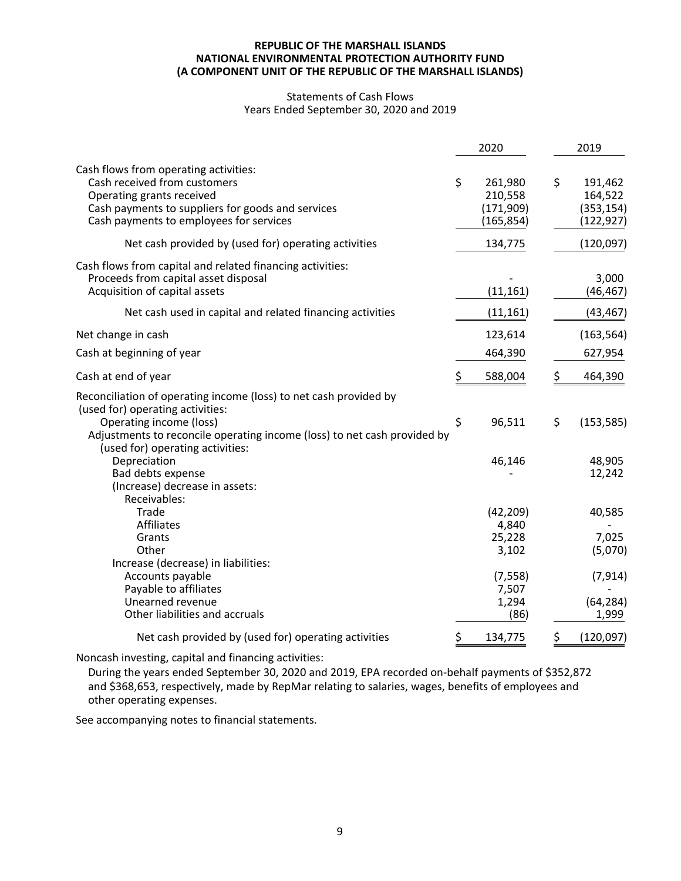**REPUBLIC OF THE MARSHALL ISLANDS**
**NATIONAL ENVIRONMENTAL PROTECTION AUTHORITY FUND**
**(A COMPONENT UNIT OF THE REPUBLIC OF THE MARSHALL ISLANDS)**

Statements of Cash Flows
Years Ended September 30, 2020 and 2019

| | 2020 | 2019 |
|---|---|---|
| Cash flows from operating activities: | | |
| Cash received from customers | $ 261,980 | $ 191,462 |
| Operating grants received | 210,558 | 164,522 |
| Cash payments to suppliers for goods and services | (171,909) | (353,154) |
| Cash payments to employees for services | (165,854) | (122,927) |
| Net cash provided by (used for) operating activities | 134,775 | (120,097) |
| Cash flows from capital and related financing activities: | | |
| Proceeds from capital asset disposal | - | 3,000 |
| Acquisition of capital assets | (11,161) | (46,467) |
| Net cash used in capital and related financing activities | (11,161) | (43,467) |
| Net change in cash | 123,614 | (163,564) |
| Cash at beginning of year | 464,390 | 627,954 |
| Cash at end of year | $ 588,004 | $ 464,390 |
| Reconciliation of operating income (loss) to net cash provided by (used for) operating activities: | | |
| Operating income (loss) | $ 96,511 | $ (153,585) |
| Adjustments to reconcile operating income (loss) to net cash provided by (used for) operating activities: | | |
| Depreciation | 46,146 | 48,905 |
| Bad debts expense | - | 12,242 |
| (Increase) decrease in assets: | | |
| Receivables: | | |
| Trade | (42,209) | 40,585 |
| Affiliates | 4,840 | - |
| Grants | 25,228 | 7,025 |
| Other | 3,102 | (5,070) |
| Increase (decrease) in liabilities: | | |
| Accounts payable | (7,558) | (7,914) |
| Payable to affiliates | 7,507 | - |
| Unearned revenue | 1,294 | (64,284) |
| Other liabilities and accruals | (86) | 1,999 |
| Net cash provided by (used for) operating activities | $ 134,775 | $ (120,097) |

Noncash investing, capital and financing activities:

During the years ended September 30, 2020 and 2019, EPA recorded on-behalf payments of $352,872 and $368,653, respectively, made by RepMar relating to salaries, wages, benefits of employees and other operating expenses.

See accompanying notes to financial statements.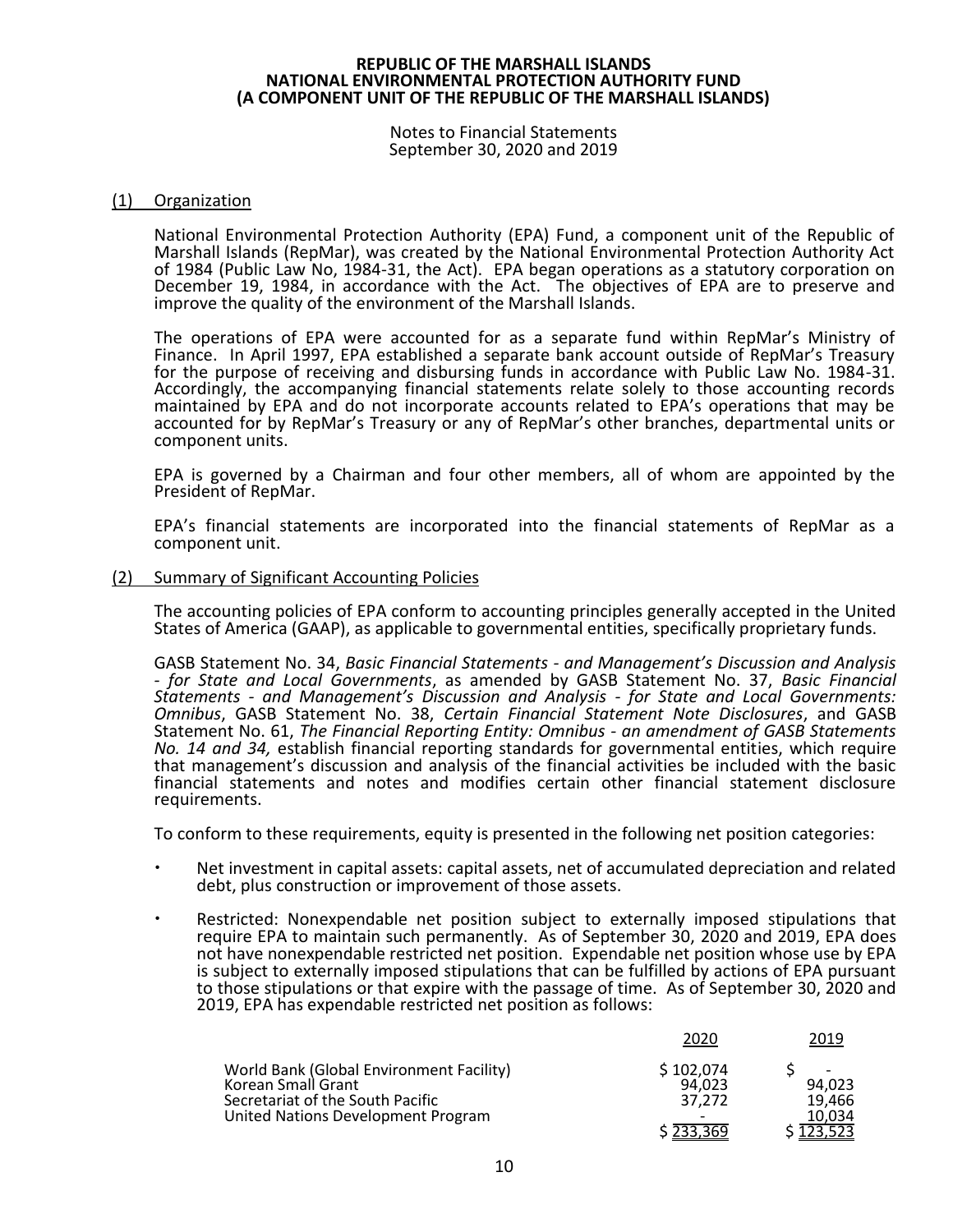# REPUBLIC OF THE MARSHALL ISLANDS
# NATIONAL ENVIRONMENTAL PROTECTION AUTHORITY FUND
# (A COMPONENT UNIT OF THE REPUBLIC OF THE MARSHALL ISLANDS)

Notes to Financial Statements
September 30, 2020 and 2019

## (1) Organization

National Environmental Protection Authority (EPA) Fund, a component unit of the Republic of Marshall Islands (RepMar), was created by the National Environmental Protection Authority Act of 1984 (Public Law No, 1984-31, the Act). EPA began operations as a statutory corporation on December 19, 1984, in accordance with the Act. The objectives of EPA are to preserve and improve the quality of the environment of the Marshall Islands.

The operations of EPA were accounted for as a separate fund within RepMar's Ministry of Finance. In April 1997, EPA established a separate bank account outside of RepMar's Treasury for the purpose of receiving and disbursing funds in accordance with Public Law No. 1984-31. Accordingly, the accompanying financial statements relate solely to those accounting records maintained by EPA and do not incorporate accounts related to EPA's operations that may be accounted for by RepMar's Treasury or any of RepMar's other branches, departmental units or component units.

EPA is governed by a Chairman and four other members, all of whom are appointed by the President of RepMar.

EPA's financial statements are incorporated into the financial statements of RepMar as a component unit.

## (2) Summary of Significant Accounting Policies

The accounting policies of EPA conform to accounting principles generally accepted in the United States of America (GAAP), as applicable to governmental entities, specifically proprietary funds.

GASB Statement No. 34, *Basic Financial Statements - and Management's Discussion and Analysis - for State and Local Governments*, as amended by GASB Statement No. 37, *Basic Financial Statements - and Management's Discussion and Analysis - for State and Local Governments: Omnibus*, GASB Statement No. 38, *Certain Financial Statement Note Disclosures*, and GASB Statement No. 61, *The Financial Reporting Entity: Omnibus - an amendment of GASB Statements No. 14 and 34,* establish financial reporting standards for governmental entities, which require that management's discussion and analysis of the financial activities be included with the basic financial statements and notes and modifies certain other financial statement disclosure requirements.

To conform to these requirements, equity is presented in the following net position categories:

- Net investment in capital assets: capital assets, net of accumulated depreciation and related debt, plus construction or improvement of those assets.
- Restricted: Nonexpendable net position subject to externally imposed stipulations that require EPA to maintain such permanently. As of September 30, 2020 and 2019, EPA does not have nonexpendable restricted net position. Expendable net position whose use by EPA is subject to externally imposed stipulations that can be fulfilled by actions of EPA pursuant to those stipulations or that expire with the passage of time. As of September 30, 2020 and 2019, EPA has expendable restricted net position as follows:

| | 2020 | 2019 |
|---|---|---|
| World Bank (Global Environment Facility) | $ 102,074 | $ - |
| Korean Small Grant | 94,023 | 94,023 |
| Secretariat of the South Pacific | 37,272 | 19,466 |
| United Nations Development Program | - | 10,034 |
| | $ 233,369 | $ 123,523 |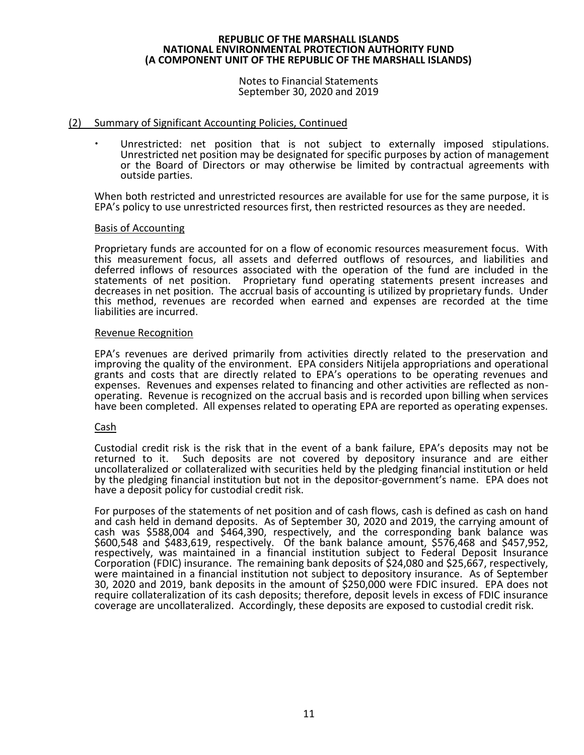REPUBLIC OF THE MARSHALL ISLANDS
NATIONAL ENVIRONMENTAL PROTECTION AUTHORITY FUND
(A COMPONENT UNIT OF THE REPUBLIC OF THE MARSHALL ISLANDS)

Notes to Financial Statements
September 30, 2020 and 2019

## (2) Summary of Significant Accounting Policies, Continued

- Unrestricted: net position that is not subject to externally imposed stipulations. Unrestricted net position may be designated for specific purposes by action of management or the Board of Directors or may otherwise be limited by contractual agreements with outside parties.

When both restricted and unrestricted resources are available for use for the same purpose, it is EPA's policy to use unrestricted resources first, then restricted resources as they are needed.

### Basis of Accounting

Proprietary funds are accounted for on a flow of economic resources measurement focus. With this measurement focus, all assets and deferred outflows of resources, and liabilities and deferred inflows of resources associated with the operation of the fund are included in the statements of net position. Proprietary fund operating statements present increases and decreases in net position. The accrual basis of accounting is utilized by proprietary funds. Under this method, revenues are recorded when earned and expenses are recorded at the time liabilities are incurred.

### Revenue Recognition

EPA's revenues are derived primarily from activities directly related to the preservation and improving the quality of the environment. EPA considers Nitijela appropriations and operational grants and costs that are directly related to EPA's operations to be operating revenues and expenses. Revenues and expenses related to financing and other activities are reflected as non-operating. Revenue is recognized on the accrual basis and is recorded upon billing when services have been completed. All expenses related to operating EPA are reported as operating expenses.

### Cash

Custodial credit risk is the risk that in the event of a bank failure, EPA's deposits may not be returned to it. Such deposits are not covered by depository insurance and are either uncollateralized or collateralized with securities held by the pledging financial institution or held by the pledging financial institution but not in the depositor-government's name. EPA does not have a deposit policy for custodial credit risk.

For purposes of the statements of net position and of cash flows, cash is defined as cash on hand and cash held in demand deposits. As of September 30, 2020 and 2019, the carrying amount of cash was $588,004 and $464,390, respectively, and the corresponding bank balance was $600,548 and $483,619, respectively. Of the bank balance amount, $576,468 and $457,952, respectively, was maintained in a financial institution subject to Federal Deposit Insurance Corporation (FDIC) insurance. The remaining bank deposits of $24,080 and $25,667, respectively, were maintained in a financial institution not subject to depository insurance. As of September 30, 2020 and 2019, bank deposits in the amount of $250,000 were FDIC insured. EPA does not require collateralization of its cash deposits; therefore, deposit levels in excess of FDIC insurance coverage are uncollateralized. Accordingly, these deposits are exposed to custodial credit risk.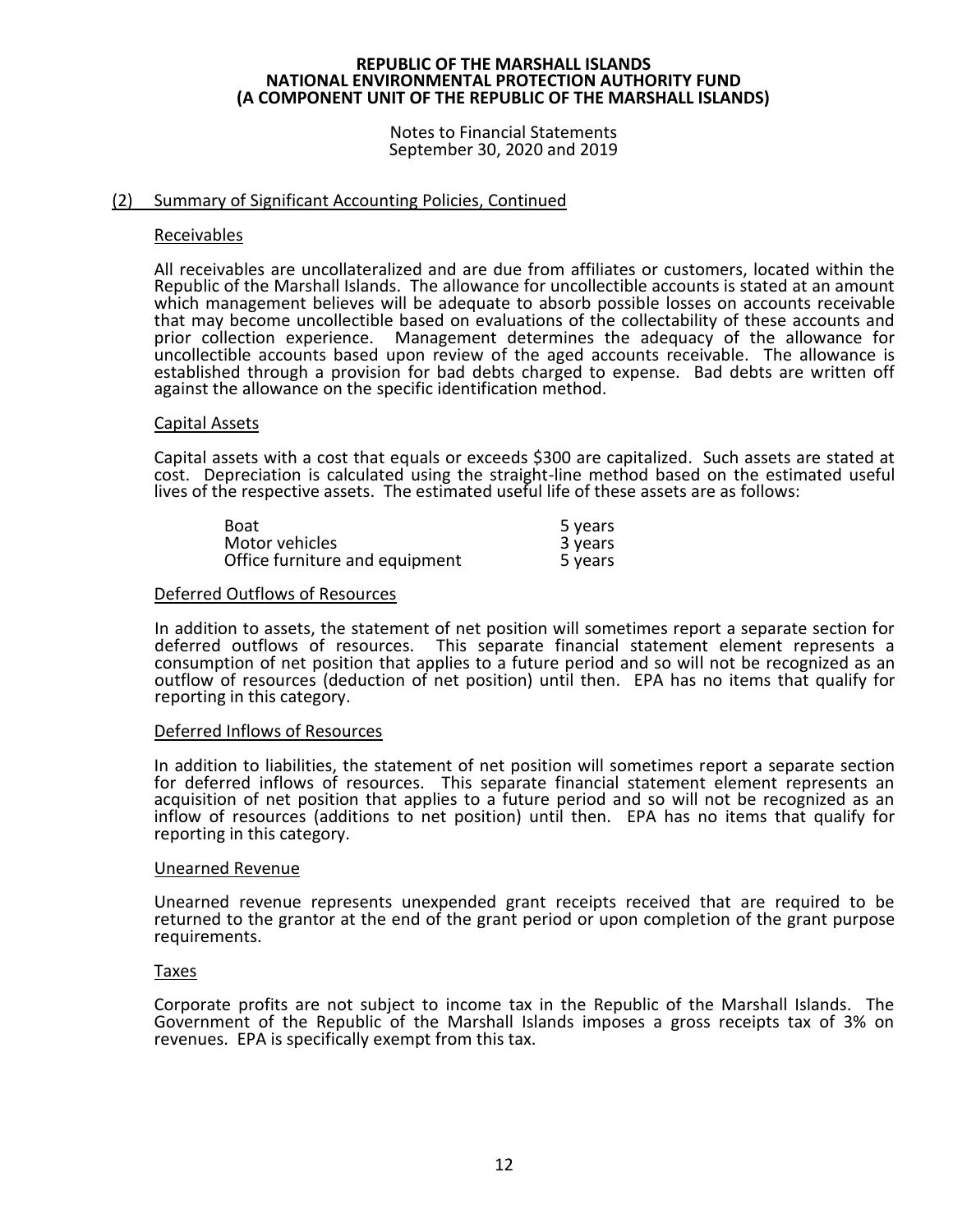# REPUBLIC OF THE MARSHALL ISLANDS
# NATIONAL ENVIRONMENTAL PROTECTION AUTHORITY FUND
# (A COMPONENT UNIT OF THE REPUBLIC OF THE MARSHALL ISLANDS)

Notes to Financial Statements
September 30, 2020 and 2019

## (2) Summary of Significant Accounting Policies, Continued

### Receivables

All receivables are uncollateralized and are due from affiliates or customers, located within the Republic of the Marshall Islands. The allowance for uncollectible accounts is stated at an amount which management believes will be adequate to absorb possible losses on accounts receivable that may become uncollectible based on evaluations of the collectability of these accounts and prior collection experience. Management determines the adequacy of the allowance for uncollectible accounts based upon review of the aged accounts receivable. The allowance is established through a provision for bad debts charged to expense. Bad debts are written off against the allowance on the specific identification method.

### Capital Assets

Capital assets with a cost that equals or exceeds $300 are capitalized. Such assets are stated at cost. Depreciation is calculated using the straight-line method based on the estimated useful lives of the respective assets. The estimated useful life of these assets are as follows:

| | |
|---|---|
| Boat | 5 years |
| Motor vehicles | 3 years |
| Office furniture and equipment | 5 years |

### Deferred Outflows of Resources

In addition to assets, the statement of net position will sometimes report a separate section for deferred outflows of resources. This separate financial statement element represents a consumption of net position that applies to a future period and so will not be recognized as an outflow of resources (deduction of net position) until then. EPA has no items that qualify for reporting in this category.

### Deferred Inflows of Resources

In addition to liabilities, the statement of net position will sometimes report a separate section for deferred inflows of resources. This separate financial statement element represents an acquisition of net position that applies to a future period and so will not be recognized as an inflow of resources (additions to net position) until then. EPA has no items that qualify for reporting in this category.

### Unearned Revenue

Unearned revenue represents unexpended grant receipts received that are required to be returned to the grantor at the end of the grant period or upon completion of the grant purpose requirements.

### Taxes

Corporate profits are not subject to income tax in the Republic of the Marshall Islands. The Government of the Republic of the Marshall Islands imposes a gross receipts tax of 3% on revenues. EPA is specifically exempt from this tax.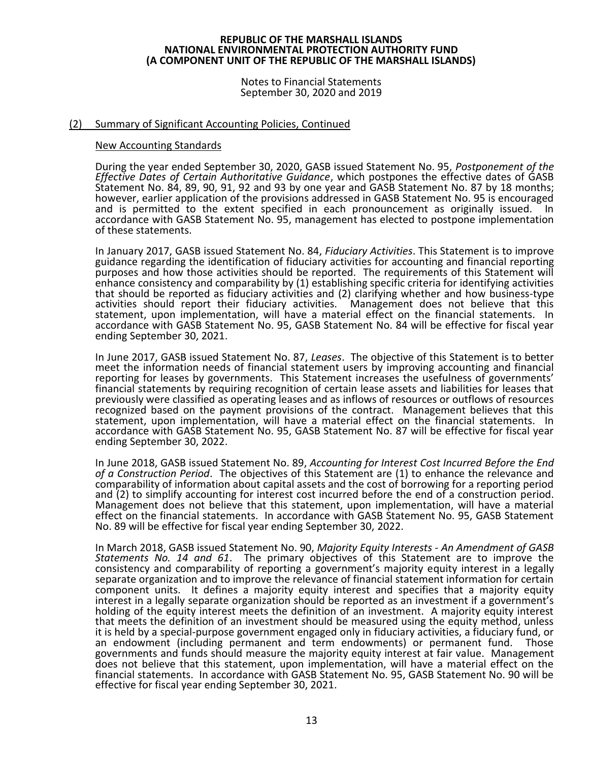## (2) Summary of Significant Accounting Policies, Continued

### New Accounting Standards

During the year ended September 30, 2020, GASB issued Statement No. 95, *Postponement of the Effective Dates of Certain Authoritative Guidance*, which postpones the effective dates of GASB Statement No. 84, 89, 90, 91, 92 and 93 by one year and GASB Statement No. 87 by 18 months; however, earlier application of the provisions addressed in GASB Statement No. 95 is encouraged and is permitted to the extent specified in each pronouncement as originally issued. In accordance with GASB Statement No. 95, management has elected to postpone implementation of these statements.

In January 2017, GASB issued Statement No. 84, *Fiduciary Activities*. This Statement is to improve guidance regarding the identification of fiduciary activities for accounting and financial reporting purposes and how those activities should be reported. The requirements of this Statement will enhance consistency and comparability by (1) establishing specific criteria for identifying activities that should be reported as fiduciary activities and (2) clarifying whether and how business-type activities should report their fiduciary activities. Management does not believe that this statement, upon implementation, will have a material effect on the financial statements. In accordance with GASB Statement No. 95, GASB Statement No. 84 will be effective for fiscal year ending September 30, 2021.

In June 2017, GASB issued Statement No. 87, *Leases*. The objective of this Statement is to better meet the information needs of financial statement users by improving accounting and financial reporting for leases by governments. This Statement increases the usefulness of governments' financial statements by requiring recognition of certain lease assets and liabilities for leases that previously were classified as operating leases and as inflows of resources or outflows of resources recognized based on the payment provisions of the contract. Management believes that this statement, upon implementation, will have a material effect on the financial statements. In accordance with GASB Statement No. 95, GASB Statement No. 87 will be effective for fiscal year ending September 30, 2022.

In June 2018, GASB issued Statement No. 89, *Accounting for Interest Cost Incurred Before the End of a Construction Period*. The objectives of this Statement are (1) to enhance the relevance and comparability of information about capital assets and the cost of borrowing for a reporting period and (2) to simplify accounting for interest cost incurred before the end of a construction period. Management does not believe that this statement, upon implementation, will have a material effect on the financial statements. In accordance with GASB Statement No. 95, GASB Statement No. 89 will be effective for fiscal year ending September 30, 2022.

In March 2018, GASB issued Statement No. 90, *Majority Equity Interests - An Amendment of GASB Statements No. 14 and 61*. The primary objectives of this Statement are to improve the consistency and comparability of reporting a government's majority equity interest in a legally separate organization and to improve the relevance of financial statement information for certain component units. It defines a majority equity interest and specifies that a majority equity interest in a legally separate organization should be reported as an investment if a government's holding of the equity interest meets the definition of an investment. A majority equity interest that meets the definition of an investment should be measured using the equity method, unless it is held by a special-purpose government engaged only in fiduciary activities, a fiduciary fund, or an endowment (including permanent and term endowments) or permanent fund. Those governments and funds should measure the majority equity interest at fair value. Management does not believe that this statement, upon implementation, will have a material effect on the financial statements. In accordance with GASB Statement No. 95, GASB Statement No. 90 will be effective for fiscal year ending September 30, 2021.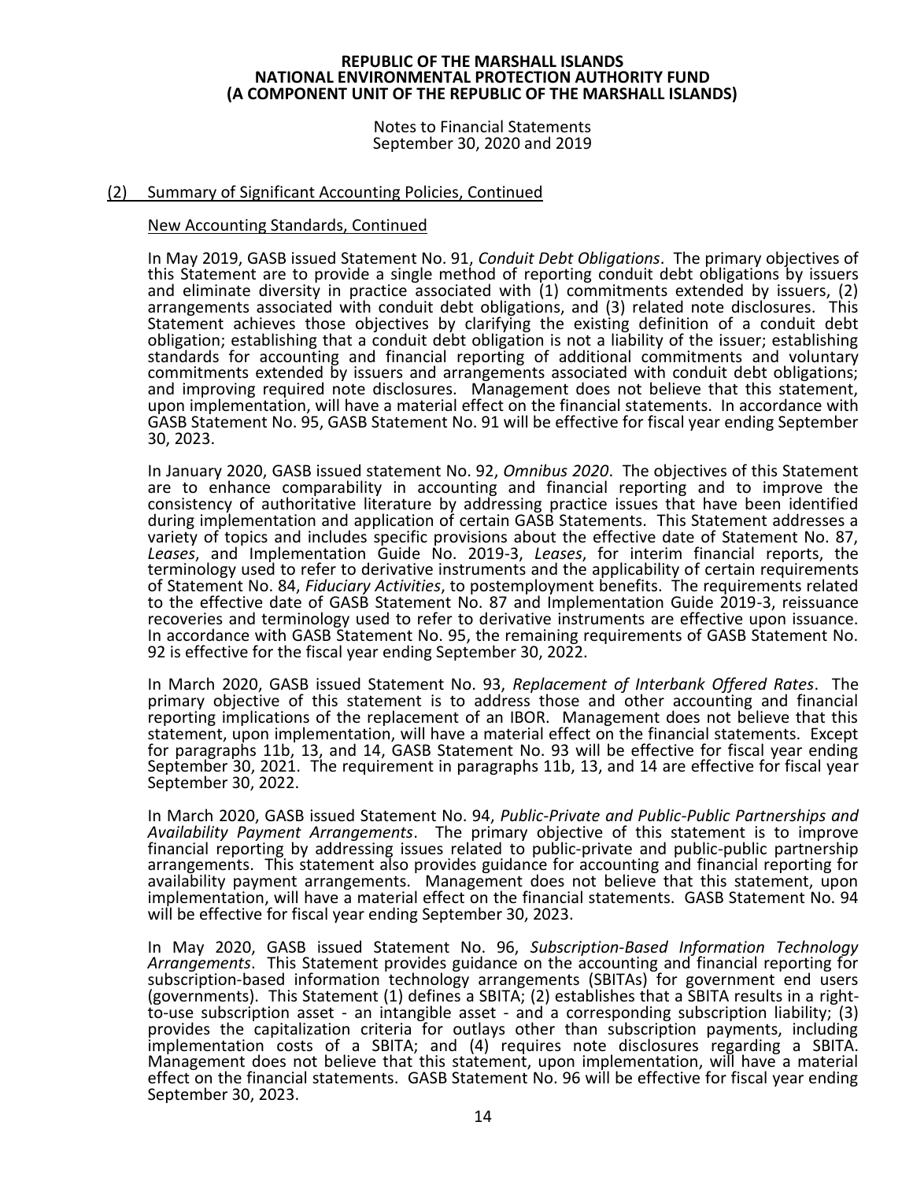# REPUBLIC OF THE MARSHALL ISLANDS
# NATIONAL ENVIRONMENTAL PROTECTION AUTHORITY FUND
# (A COMPONENT UNIT OF THE REPUBLIC OF THE MARSHALL ISLANDS)

Notes to Financial Statements
September 30, 2020 and 2019

## (2) Summary of Significant Accounting Policies, Continued

### New Accounting Standards, Continued

In May 2019, GASB issued Statement No. 91, *Conduit Debt Obligations*. The primary objectives of this Statement are to provide a single method of reporting conduit debt obligations by issuers and eliminate diversity in practice associated with (1) commitments extended by issuers, (2) arrangements associated with conduit debt obligations, and (3) related note disclosures. This Statement achieves those objectives by clarifying the existing definition of a conduit debt obligation; establishing that a conduit debt obligation is not a liability of the issuer; establishing standards for accounting and financial reporting of additional commitments and voluntary commitments extended by issuers and arrangements associated with conduit debt obligations; and improving required note disclosures. Management does not believe that this statement, upon implementation, will have a material effect on the financial statements. In accordance with GASB Statement No. 95, GASB Statement No. 91 will be effective for fiscal year ending September 30, 2023.

In January 2020, GASB issued statement No. 92, *Omnibus 2020*. The objectives of this Statement are to enhance comparability in accounting and financial reporting and to improve the consistency of authoritative literature by addressing practice issues that have been identified during implementation and application of certain GASB Statements. This Statement addresses a variety of topics and includes specific provisions about the effective date of Statement No. 87, *Leases*, and Implementation Guide No. 2019-3, *Leases*, for interim financial reports, the terminology used to refer to derivative instruments and the applicability of certain requirements of Statement No. 84, *Fiduciary Activities*, to postemployment benefits. The requirements related to the effective date of GASB Statement No. 87 and Implementation Guide 2019-3, reissuance recoveries and terminology used to refer to derivative instruments are effective upon issuance. In accordance with GASB Statement No. 95, the remaining requirements of GASB Statement No. 92 is effective for the fiscal year ending September 30, 2022.

In March 2020, GASB issued Statement No. 93, *Replacement of Interbank Offered Rates*. The primary objective of this statement is to address those and other accounting and financial reporting implications of the replacement of an IBOR. Management does not believe that this statement, upon implementation, will have a material effect on the financial statements. Except for paragraphs 11b, 13, and 14, GASB Statement No. 93 will be effective for fiscal year ending September 30, 2021. The requirement in paragraphs 11b, 13, and 14 are effective for fiscal year September 30, 2022.

In March 2020, GASB issued Statement No. 94, *Public-Private and Public-Public Partnerships and Availability Payment Arrangements*. The primary objective of this statement is to improve financial reporting by addressing issues related to public-private and public-public partnership arrangements. This statement also provides guidance for accounting and financial reporting for availability payment arrangements. Management does not believe that this statement, upon implementation, will have a material effect on the financial statements. GASB Statement No. 94 will be effective for fiscal year ending September 30, 2023.

In May 2020, GASB issued Statement No. 96, *Subscription-Based Information Technology Arrangements*. This Statement provides guidance on the accounting and financial reporting for subscription-based information technology arrangements (SBITAs) for government end users (governments). This Statement (1) defines a SBITA; (2) establishes that a SBITA results in a right-to-use subscription asset - an intangible asset - and a corresponding subscription liability; (3) provides the capitalization criteria for outlays other than subscription payments, including implementation costs of a SBITA; and (4) requires note disclosures regarding a SBITA. Management does not believe that this statement, upon implementation, will have a material effect on the financial statements. GASB Statement No. 96 will be effective for fiscal year ending September 30, 2023.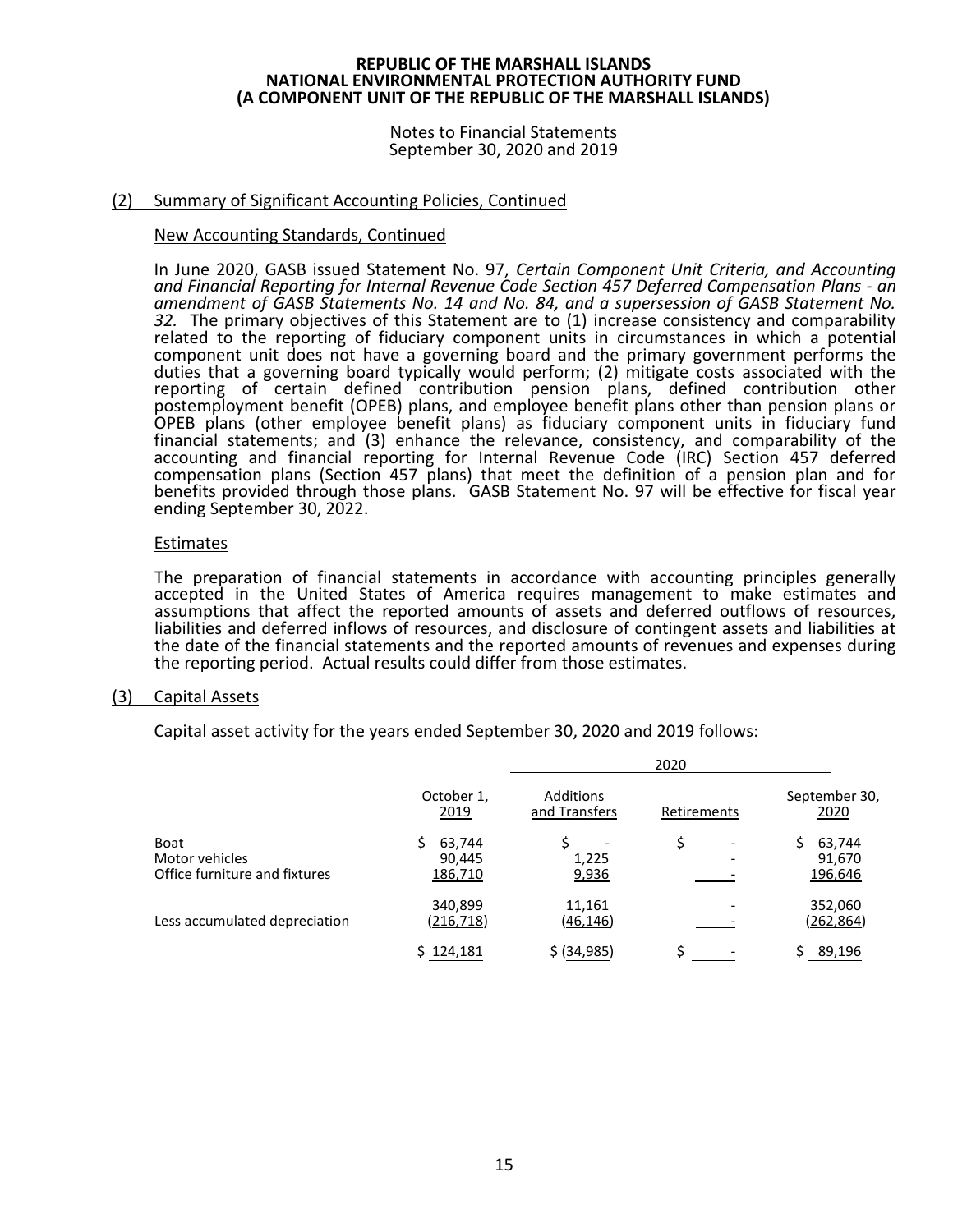**REPUBLIC OF THE MARSHALL ISLANDS**
**NATIONAL ENVIRONMENTAL PROTECTION AUTHORITY FUND**
**(A COMPONENT UNIT OF THE REPUBLIC OF THE MARSHALL ISLANDS)**

Notes to Financial Statements
September 30, 2020 and 2019

## (2) Summary of Significant Accounting Policies, Continued

### New Accounting Standards, Continued

In June 2020, GASB issued Statement No. 97, *Certain Component Unit Criteria, and Accounting and Financial Reporting for Internal Revenue Code Section 457 Deferred Compensation Plans - an amendment of GASB Statements No. 14 and No. 84, and a supersession of GASB Statement No. 32.* The primary objectives of this Statement are to (1) increase consistency and comparability related to the reporting of fiduciary component units in circumstances in which a potential component unit does not have a governing board and the primary government performs the duties that a governing board typically would perform; (2) mitigate costs associated with the reporting of certain defined contribution pension plans, defined contribution other postemployment benefit (OPEB) plans, and employee benefit plans other than pension plans or OPEB plans (other employee benefit plans) as fiduciary component units in fiduciary fund financial statements; and (3) enhance the relevance, consistency, and comparability of the accounting and financial reporting for Internal Revenue Code (IRC) Section 457 deferred compensation plans (Section 457 plans) that meet the definition of a pension plan and for benefits provided through those plans. GASB Statement No. 97 will be effective for fiscal year ending September 30, 2022.

### Estimates

The preparation of financial statements in accordance with accounting principles generally accepted in the United States of America requires management to make estimates and assumptions that affect the reported amounts of assets and deferred outflows of resources, liabilities and deferred inflows of resources, and disclosure of contingent assets and liabilities at the date of the financial statements and the reported amounts of revenues and expenses during the reporting period. Actual results could differ from those estimates.

## (3) Capital Assets

Capital asset activity for the years ended September 30, 2020 and 2019 follows:

| | | 2020 | | |
|---|---|---|---|---|
| | October 1, 2019 | Additions and Transfers | Retirements | September 30, 2020 |
| Boat | $ 63,744 | $ - | $ - | $ 63,744 |
| Motor vehicles | 90,445 | 1,225 | - | 91,670 |
| Office furniture and fixtures | 186,710 | 9,936 | - | 196,646 |
| | 340,899 | 11,161 | - | 352,060 |
| Less accumulated depreciation | (216,718) | (46,146) | - | (262,864) |
| | $ 124,181 | $ (34,985) | $ - | $ 89,196 |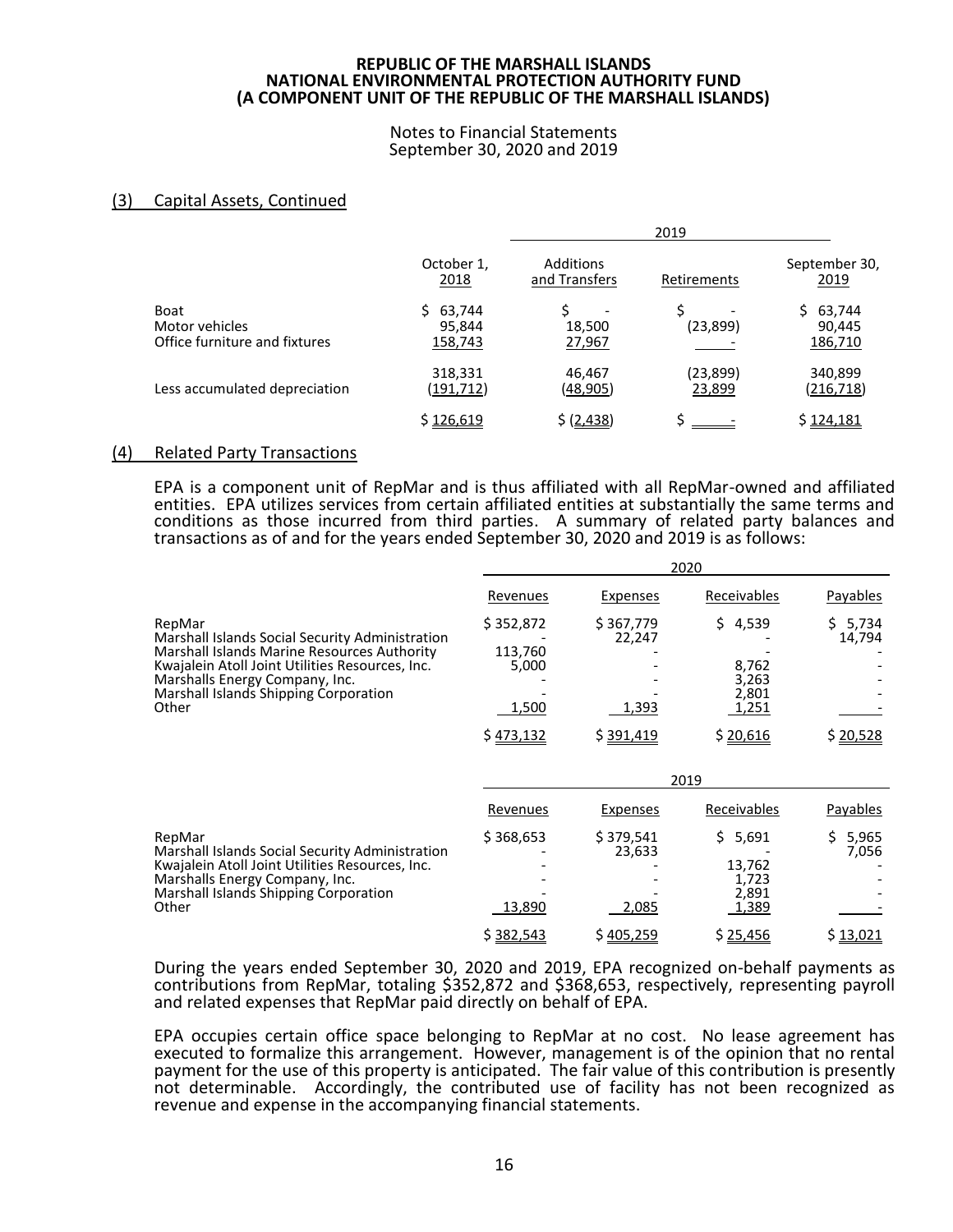## (3) Capital Assets, Continued

| | 2019 | | | |
|---|---|---|---|---|
| | October 1, 2018 | Additions and Transfers | Retirements | September 30, 2019 |
| Boat | $ 63,744 | $ - | $ - | $ 63,744 |
| Motor vehicles | 95,844 | 18,500 | (23,899) | 90,445 |
| Office furniture and fixtures | 158,743 | 27,967 | - | 186,710 |
| | 318,331 | 46,467 | (23,899) | 340,899 |
| Less accumulated depreciation | (191,712) | (48,905) | 23,899 | (216,718) |
| | $ 126,619 | $ (2,438) | $ - | $ 124,181 |

## (4) Related Party Transactions

EPA is a component unit of RepMar and is thus affiliated with all RepMar-owned and affiliated entities. EPA utilizes services from certain affiliated entities at substantially the same terms and conditions as those incurred from third parties. A summary of related party balances and transactions as of and for the years ended September 30, 2020 and 2019 is as follows:

| | 2020 | | | |
|---|---|---|---|---|
| | Revenues | Expenses | Receivables | Payables |
| RepMar | $ 352,872 | $ 367,779 | $ 4,539 | $ 5,734 |
| Marshall Islands Social Security Administration | - | 22,247 | - | 14,794 |
| Marshall Islands Marine Resources Authority | 113,760 | - | - | - |
| Kwajalein Atoll Joint Utilities Resources, Inc. | 5,000 | - | 8,762 | - |
| Marshalls Energy Company, Inc. | - | - | 3,263 | - |
| Marshall Islands Shipping Corporation | - | - | 2,801 | - |
| Other | 1,500 | 1,393 | 1,251 | - |
| | $ 473,132 | $ 391,419 | $ 20,616 | $ 20,528 |

| | 2019 | | | |
|---|---|---|---|---|
| | Revenues | Expenses | Receivables | Payables |
| RepMar | $ 368,653 | $ 379,541 | $ 5,691 | $ 5,965 |
| Marshall Islands Social Security Administration | - | 23,633 | - | 7,056 |
| Kwajalein Atoll Joint Utilities Resources, Inc. | - | - | 13,762 | - |
| Marshalls Energy Company, Inc. | - | - | 1,723 | - |
| Marshall Islands Shipping Corporation | - | - | 2,891 | - |
| Other | 13,890 | 2,085 | 1,389 | - |
| | $ 382,543 | $ 405,259 | $ 25,456 | $ 13,021 |

During the years ended September 30, 2020 and 2019, EPA recognized on-behalf payments as contributions from RepMar, totaling $352,872 and $368,653, respectively, representing payroll and related expenses that RepMar paid directly on behalf of EPA.

EPA occupies certain office space belonging to RepMar at no cost. No lease agreement has executed to formalize this arrangement. However, management is of the opinion that no rental payment for the use of this property is anticipated. The fair value of this contribution is presently not determinable. Accordingly, the contributed use of facility has not been recognized as revenue and expense in the accompanying financial statements.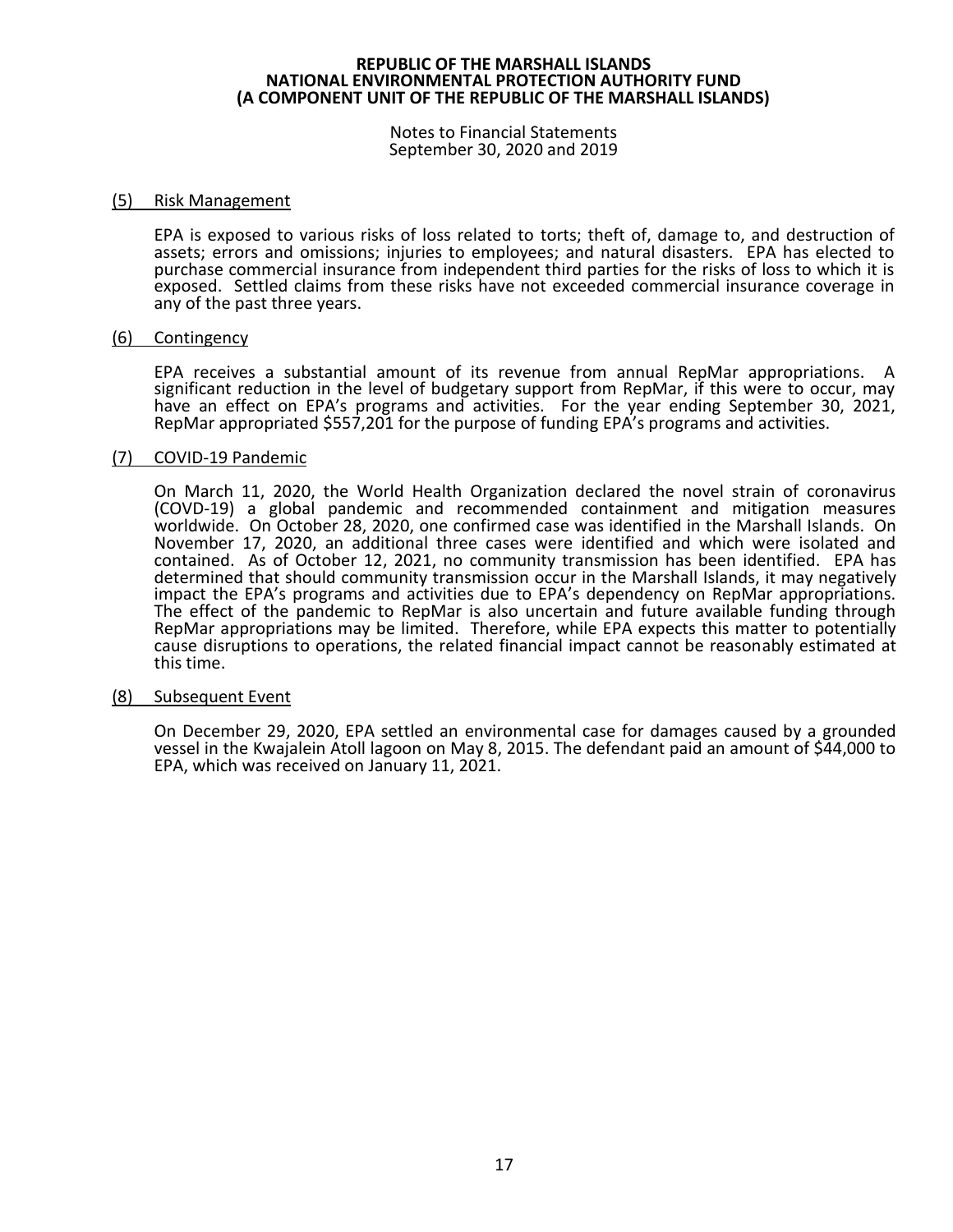**REPUBLIC OF THE MARSHALL ISLANDS**
**NATIONAL ENVIRONMENTAL PROTECTION AUTHORITY FUND**
**(A COMPONENT UNIT OF THE REPUBLIC OF THE MARSHALL ISLANDS)**

Notes to Financial Statements
September 30, 2020 and 2019

## (5) Risk Management

EPA is exposed to various risks of loss related to torts; theft of, damage to, and destruction of assets; errors and omissions; injuries to employees; and natural disasters. EPA has elected to purchase commercial insurance from independent third parties for the risks of loss to which it is exposed. Settled claims from these risks have not exceeded commercial insurance coverage in any of the past three years.

## (6) Contingency

EPA receives a substantial amount of its revenue from annual RepMar appropriations. A significant reduction in the level of budgetary support from RepMar, if this were to occur, may have an effect on EPA's programs and activities. For the year ending September 30, 2021, RepMar appropriated $557,201 for the purpose of funding EPA's programs and activities.

## (7) COVID-19 Pandemic

On March 11, 2020, the World Health Organization declared the novel strain of coronavirus (COVD-19) a global pandemic and recommended containment and mitigation measures worldwide. On October 28, 2020, one confirmed case was identified in the Marshall Islands. On November 17, 2020, an additional three cases were identified and which were isolated and contained. As of October 12, 2021, no community transmission has been identified. EPA has determined that should community transmission occur in the Marshall Islands, it may negatively impact the EPA's programs and activities due to EPA's dependency on RepMar appropriations. The effect of the pandemic to RepMar is also uncertain and future available funding through RepMar appropriations may be limited. Therefore, while EPA expects this matter to potentially cause disruptions to operations, the related financial impact cannot be reasonably estimated at this time.

## (8) Subsequent Event

On December 29, 2020, EPA settled an environmental case for damages caused by a grounded vessel in the Kwajalein Atoll lagoon on May 8, 2015. The defendant paid an amount of $44,000 to EPA, which was received on January 11, 2021.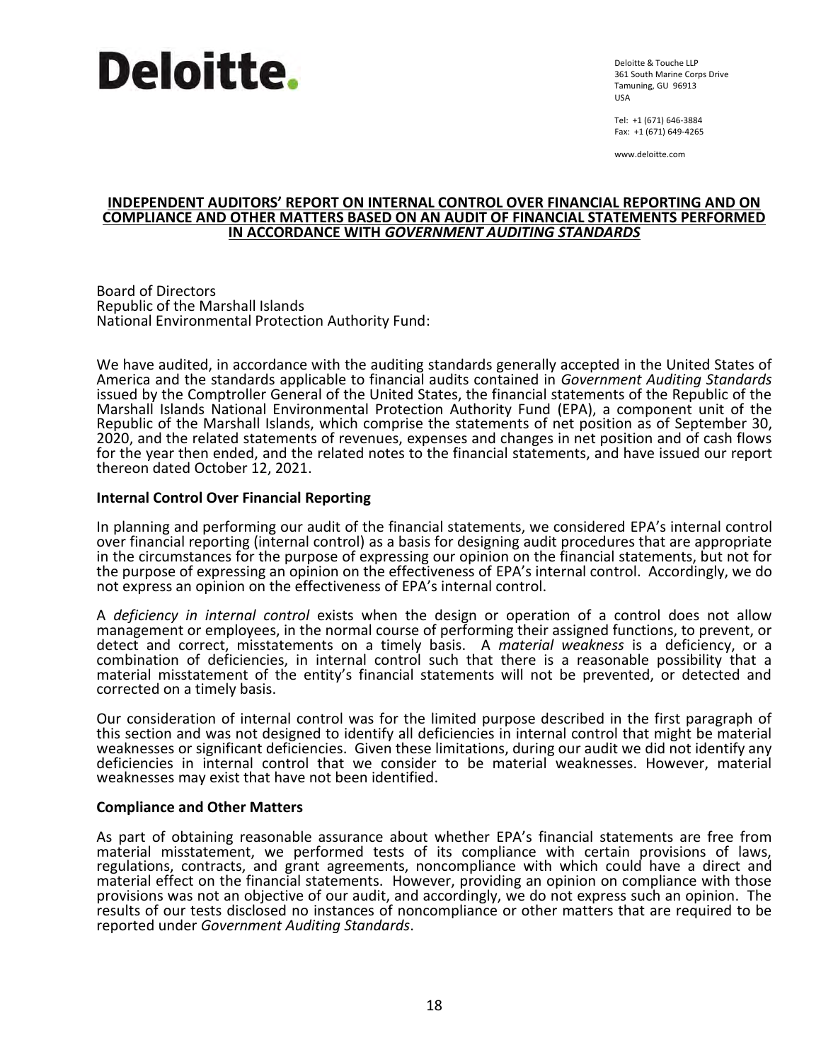**Deloitte.**

Deloitte & Touche LLP
361 South Marine Corps Drive
Tamuning, GU 96913
USA

Tel: +1 (671) 646-3884
Fax: +1 (671) 649-4265

www.deloitte.com

# INDEPENDENT AUDITORS' REPORT ON INTERNAL CONTROL OVER FINANCIAL REPORTING AND ON COMPLIANCE AND OTHER MATTERS BASED ON AN AUDIT OF FINANCIAL STATEMENTS PERFORMED IN ACCORDANCE WITH *GOVERNMENT AUDITING STANDARDS*

Board of Directors
Republic of the Marshall Islands
National Environmental Protection Authority Fund:

We have audited, in accordance with the auditing standards generally accepted in the United States of America and the standards applicable to financial audits contained in *Government Auditing Standards* issued by the Comptroller General of the United States, the financial statements of the Republic of the Marshall Islands National Environmental Protection Authority Fund (EPA), a component unit of the Republic of the Marshall Islands, which comprise the statements of net position as of September 30, 2020, and the related statements of revenues, expenses and changes in net position and of cash flows for the year then ended, and the related notes to the financial statements, and have issued our report thereon dated October 12, 2021.

## Internal Control Over Financial Reporting

In planning and performing our audit of the financial statements, we considered EPA's internal control over financial reporting (internal control) as a basis for designing audit procedures that are appropriate in the circumstances for the purpose of expressing our opinion on the financial statements, but not for the purpose of expressing an opinion on the effectiveness of EPA's internal control. Accordingly, we do not express an opinion on the effectiveness of EPA's internal control.

A *deficiency in internal control* exists when the design or operation of a control does not allow management or employees, in the normal course of performing their assigned functions, to prevent, or detect and correct, misstatements on a timely basis. A *material weakness* is a deficiency, or a combination of deficiencies, in internal control such that there is a reasonable possibility that a material misstatement of the entity's financial statements will not be prevented, or detected and corrected on a timely basis.

Our consideration of internal control was for the limited purpose described in the first paragraph of this section and was not designed to identify all deficiencies in internal control that might be material weaknesses or significant deficiencies. Given these limitations, during our audit we did not identify any deficiencies in internal control that we consider to be material weaknesses. However, material weaknesses may exist that have not been identified.

## Compliance and Other Matters

As part of obtaining reasonable assurance about whether EPA's financial statements are free from material misstatement, we performed tests of its compliance with certain provisions of laws, regulations, contracts, and grant agreements, noncompliance with which could have a direct and material effect on the financial statements. However, providing an opinion on compliance with those provisions was not an objective of our audit, and accordingly, we do not express such an opinion. The results of our tests disclosed no instances of noncompliance or other matters that are required to be reported under *Government Auditing Standards*.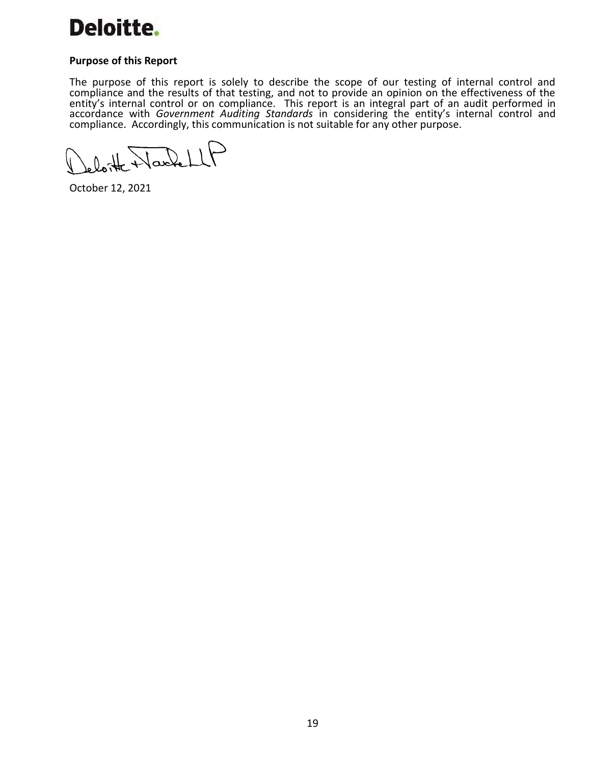Deloitte.

**Purpose of this Report**

The purpose of this report is solely to describe the scope of our testing of internal control and compliance and the results of that testing, and not to provide an opinion on the effectiveness of the entity's internal control or on compliance. This report is an integral part of an audit performed in accordance with *Government Auditing Standards* in considering the entity's internal control and compliance. Accordingly, this communication is not suitable for any other purpose.

Deloitte & Touche LLP

October 12, 2021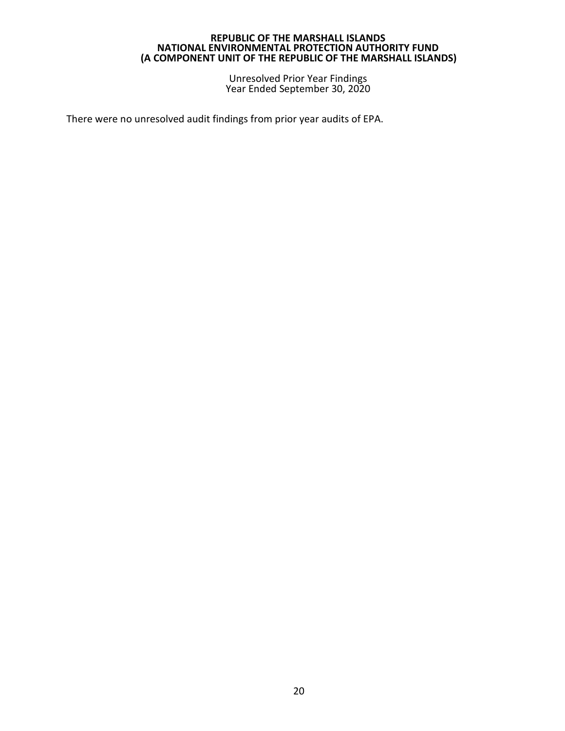# REPUBLIC OF THE MARSHALL ISLANDS
## NATIONAL ENVIRONMENTAL PROTECTION AUTHORITY FUND
## (A COMPONENT UNIT OF THE REPUBLIC OF THE MARSHALL ISLANDS)

Unresolved Prior Year Findings
Year Ended September 30, 2020

There were no unresolved audit findings from prior year audits of EPA.